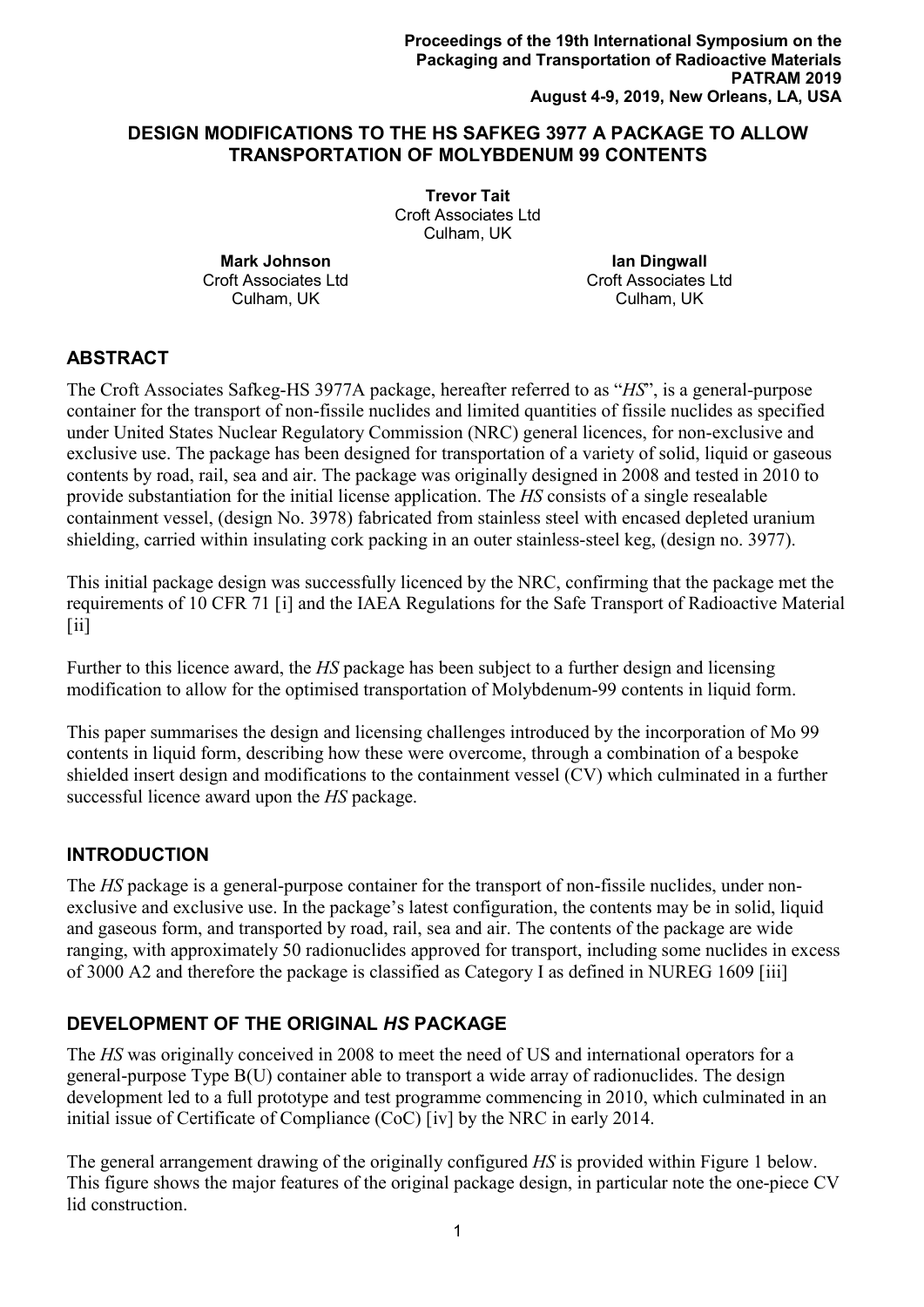# DESIGN MODIFICATIONS TO THE HS SAFKEG 3977 A PACKAGE TO ALLOW TRANSPORTATION OF MOLYBDENUM 99 CONTENTS

**Trevor Tait**
Croft Associates Ltd
Culham, UK

**Mark Johnson**
Croft Associates Ltd
Culham, UK

**Ian Dingwall**
Croft Associates Ltd
Culham, UK

## ABSTRACT

The Croft Associates Safkeg-HS 3977A package, hereafter referred to as "*HS*", is a general-purpose container for the transport of non-fissile nuclides and limited quantities of fissile nuclides as specified under United States Nuclear Regulatory Commission (NRC) general licences, for non-exclusive and exclusive use. The package has been designed for transportation of a variety of solid, liquid or gaseous contents by road, rail, sea and air. The package was originally designed in 2008 and tested in 2010 to provide substantiation for the initial license application. The *HS* consists of a single resealable containment vessel, (design No. 3978) fabricated from stainless steel with encased depleted uranium shielding, carried within insulating cork packing in an outer stainless-steel keg, (design no. 3977).

This initial package design was successfully licenced by the NRC, confirming that the package met the requirements of 10 CFR 71 [i] and the IAEA Regulations for the Safe Transport of Radioactive Material [ii]

Further to this licence award, the *HS* package has been subject to a further design and licensing modification to allow for the optimised transportation of Molybdenum-99 contents in liquid form.

This paper summarises the design and licensing challenges introduced by the incorporation of Mo 99 contents in liquid form, describing how these were overcome, through a combination of a bespoke shielded insert design and modifications to the containment vessel (CV) which culminated in a further successful licence award upon the *HS* package.

## INTRODUCTION

The *HS* package is a general-purpose container for the transport of non-fissile nuclides, under non-exclusive and exclusive use. In the package's latest configuration, the contents may be in solid, liquid and gaseous form, and transported by road, rail, sea and air. The contents of the package are wide ranging, with approximately 50 radionuclides approved for transport, including some nuclides in excess of 3000 A2 and therefore the package is classified as Category I as defined in NUREG 1609 [iii]

## DEVELOPMENT OF THE ORIGINAL *HS* PACKAGE

The *HS* was originally conceived in 2008 to meet the need of US and international operators for a general-purpose Type B(U) container able to transport a wide array of radionuclides. The design development led to a full prototype and test programme commencing in 2010, which culminated in an initial issue of Certificate of Compliance (CoC) [iv] by the NRC in early 2014.

The general arrangement drawing of the originally configured *HS* is provided within Figure 1 below. This figure shows the major features of the original package design, in particular note the one-piece CV lid construction.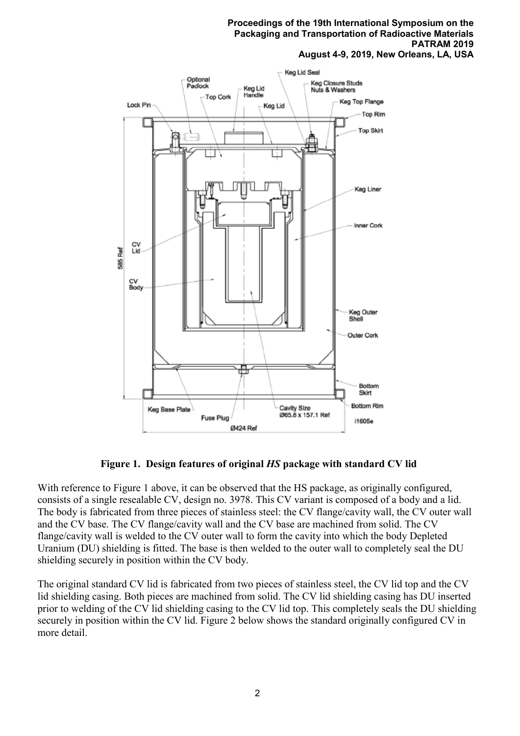**Figure 1. Design features of original *HS* package with standard CV lid**

With reference to Figure 1 above, it can be observed that the HS package, as originally configured, consists of a single resealable CV, design no. 3978. This CV variant is composed of a body and a lid. The body is fabricated from three pieces of stainless steel: the CV flange/cavity wall, the CV outer wall and the CV base. The CV flange/cavity wall and the CV base are machined from solid. The CV flange/cavity wall is welded to the CV outer wall to form the cavity into which the body Depleted Uranium (DU) shielding is fitted. The base is then welded to the outer wall to completely seal the DU shielding securely in position within the CV body.

The original standard CV lid is fabricated from two pieces of stainless steel, the CV lid top and the CV lid shielding casing. Both pieces are machined from solid. The CV lid shielding casing has DU inserted prior to welding of the CV lid shielding casing to the CV lid top. This completely seals the DU shielding securely in position within the CV lid. Figure 2 below shows the standard originally configured CV in more detail.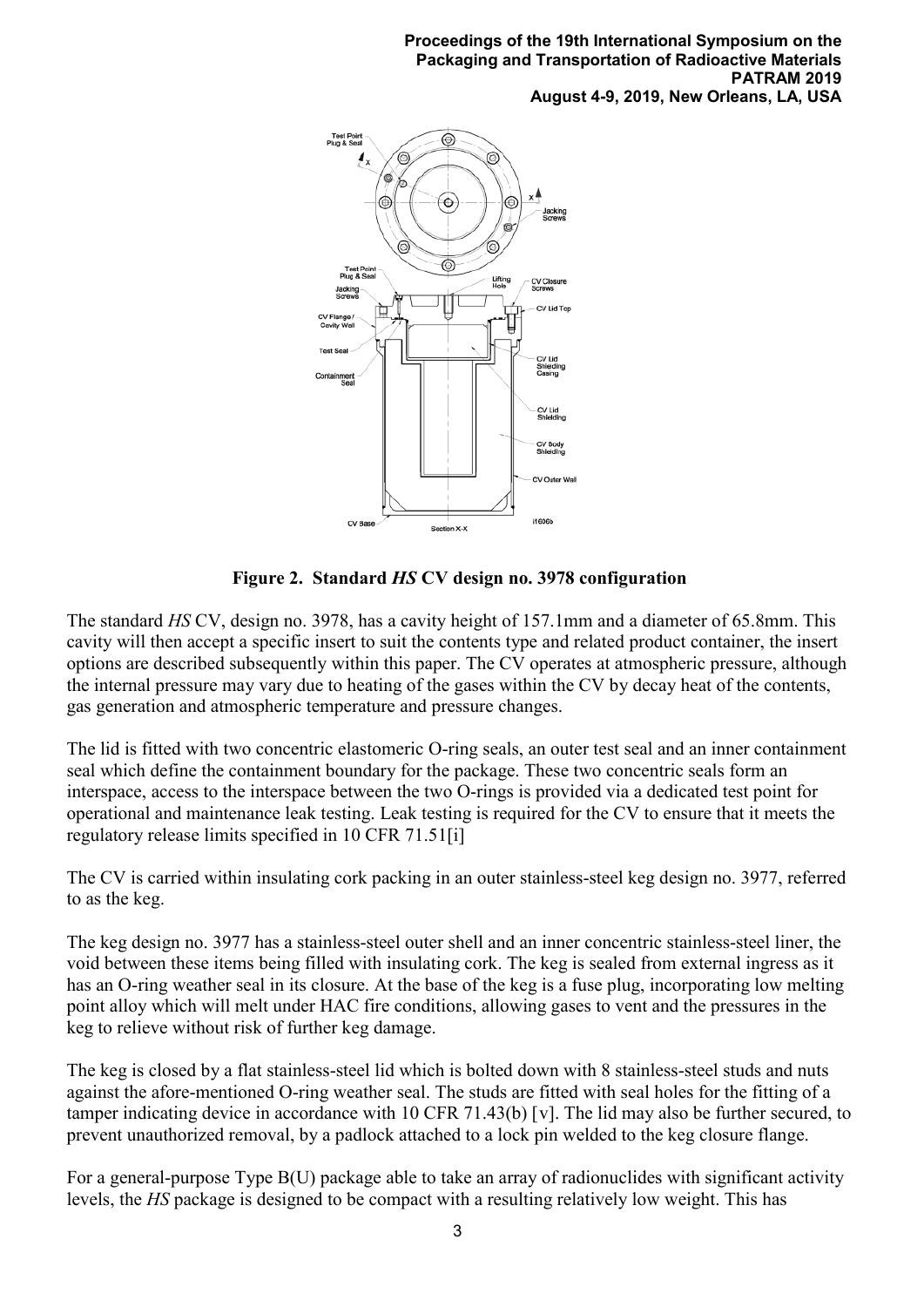**Figure 2. Standard *HS* CV design no. 3978 configuration**

The standard *HS* CV, design no. 3978, has a cavity height of 157.1mm and a diameter of 65.8mm. This cavity will then accept a specific insert to suit the contents type and related product container, the insert options are described subsequently within this paper. The CV operates at atmospheric pressure, although the internal pressure may vary due to heating of the gases within the CV by decay heat of the contents, gas generation and atmospheric temperature and pressure changes.

The lid is fitted with two concentric elastomeric O-ring seals, an outer test seal and an inner containment seal which define the containment boundary for the package. These two concentric seals form an interspace, access to the interspace between the two O-rings is provided via a dedicated test point for operational and maintenance leak testing. Leak testing is required for the CV to ensure that it meets the regulatory release limits specified in 10 CFR 71.51[i]

The CV is carried within insulating cork packing in an outer stainless-steel keg design no. 3977, referred to as the keg.

The keg design no. 3977 has a stainless-steel outer shell and an inner concentric stainless-steel liner, the void between these items being filled with insulating cork. The keg is sealed from external ingress as it has an O-ring weather seal in its closure. At the base of the keg is a fuse plug, incorporating low melting point alloy which will melt under HAC fire conditions, allowing gases to vent and the pressures in the keg to relieve without risk of further keg damage.

The keg is closed by a flat stainless-steel lid which is bolted down with 8 stainless-steel studs and nuts against the afore-mentioned O-ring weather seal. The studs are fitted with seal holes for the fitting of a tamper indicating device in accordance with 10 CFR 71.43(b) [v]. The lid may also be further secured, to prevent unauthorized removal, by a padlock attached to a lock pin welded to the keg closure flange.

For a general-purpose Type B(U) package able to take an array of radionuclides with significant activity levels, the *HS* package is designed to be compact with a resulting relatively low weight. This has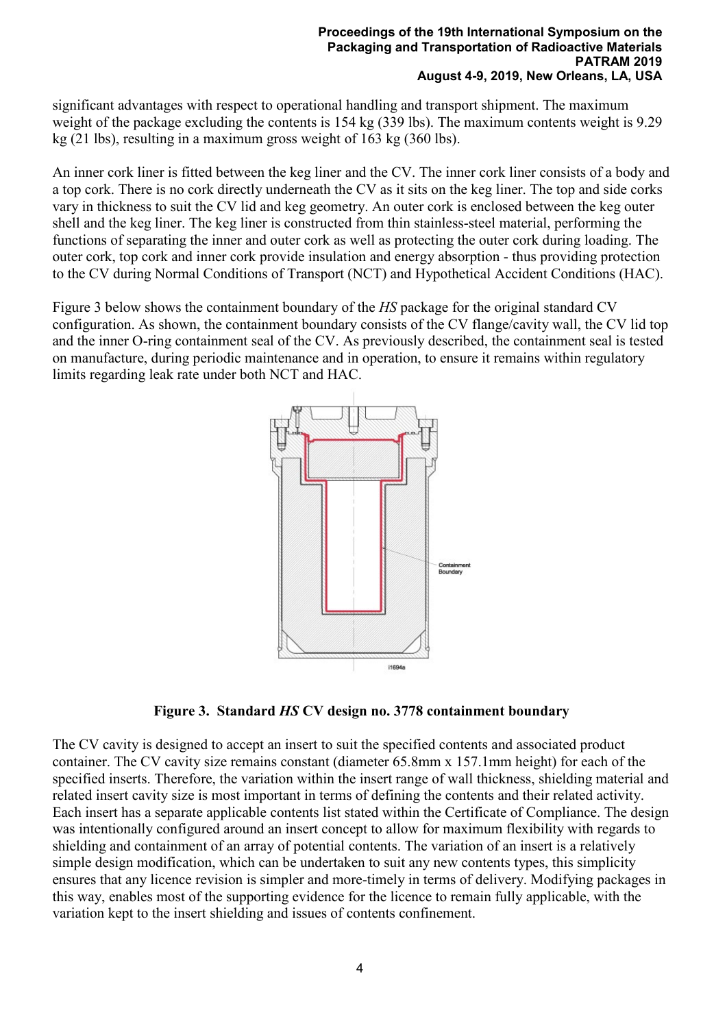significant advantages with respect to operational handling and transport shipment. The maximum weight of the package excluding the contents is 154 kg (339 lbs). The maximum contents weight is 9.29 kg (21 lbs), resulting in a maximum gross weight of 163 kg (360 lbs).

An inner cork liner is fitted between the keg liner and the CV. The inner cork liner consists of a body and a top cork. There is no cork directly underneath the CV as it sits on the keg liner. The top and side corks vary in thickness to suit the CV lid and keg geometry. An outer cork is enclosed between the keg outer shell and the keg liner. The keg liner is constructed from thin stainless-steel material, performing the functions of separating the inner and outer cork as well as protecting the outer cork during loading. The outer cork, top cork and inner cork provide insulation and energy absorption - thus providing protection to the CV during Normal Conditions of Transport (NCT) and Hypothetical Accident Conditions (HAC).

Figure 3 below shows the containment boundary of the *HS* package for the original standard CV configuration. As shown, the containment boundary consists of the CV flange/cavity wall, the CV lid top and the inner O-ring containment seal of the CV. As previously described, the containment seal is tested on manufacture, during periodic maintenance and in operation, to ensure it remains within regulatory limits regarding leak rate under both NCT and HAC.

**Figure 3. Standard *HS* CV design no. 3778 containment boundary**

The CV cavity is designed to accept an insert to suit the specified contents and associated product container. The CV cavity size remains constant (diameter 65.8mm x 157.1mm height) for each of the specified inserts. Therefore, the variation within the insert range of wall thickness, shielding material and related insert cavity size is most important in terms of defining the contents and their related activity. Each insert has a separate applicable contents list stated within the Certificate of Compliance. The design was intentionally configured around an insert concept to allow for maximum flexibility with regards to shielding and containment of an array of potential contents. The variation of an insert is a relatively simple design modification, which can be undertaken to suit any new contents types, this simplicity ensures that any licence revision is simpler and more-timely in terms of delivery. Modifying packages in this way, enables most of the supporting evidence for the licence to remain fully applicable, with the variation kept to the insert shielding and issues of contents confinement.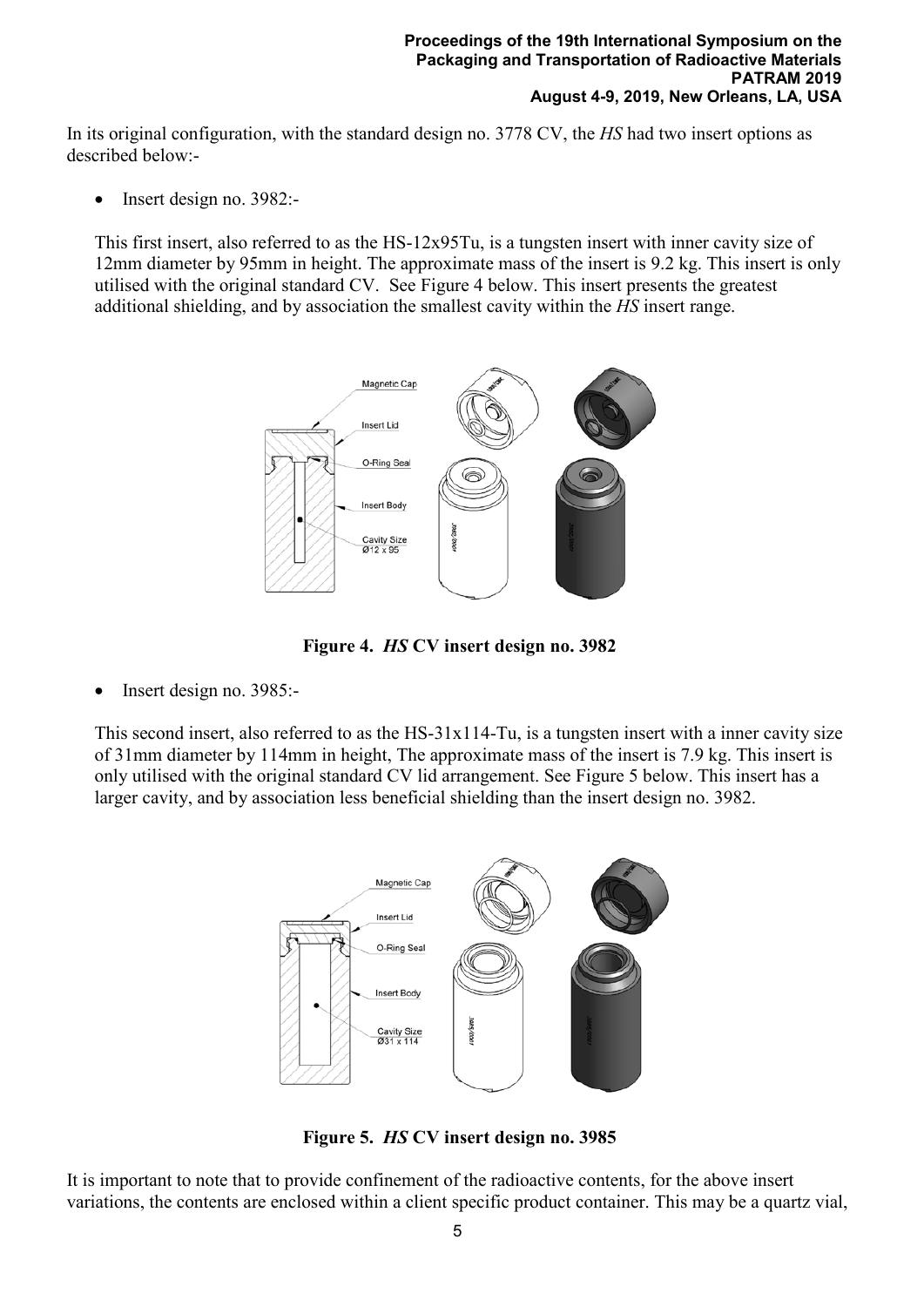In its original configuration, with the standard design no. 3778 CV, the *HS* had two insert options as described below:-

- Insert design no. 3982:-

This first insert, also referred to as the HS-12x95Tu, is a tungsten insert with inner cavity size of 12mm diameter by 95mm in height. The approximate mass of the insert is 9.2 kg. This insert is only utilised with the original standard CV. See Figure 4 below. This insert presents the greatest additional shielding, and by association the smallest cavity within the *HS* insert range.

**Figure 4. *HS* CV insert design no. 3982**

- Insert design no. 3985:-

This second insert, also referred to as the HS-31x114-Tu, is a tungsten insert with a inner cavity size of 31mm diameter by 114mm in height, The approximate mass of the insert is 7.9 kg. This insert is only utilised with the original standard CV lid arrangement. See Figure 5 below. This insert has a larger cavity, and by association less beneficial shielding than the insert design no. 3982.

**Figure 5. *HS* CV insert design no. 3985**

It is important to note that to provide confinement of the radioactive contents, for the above insert variations, the contents are enclosed within a client specific product container. This may be a quartz vial,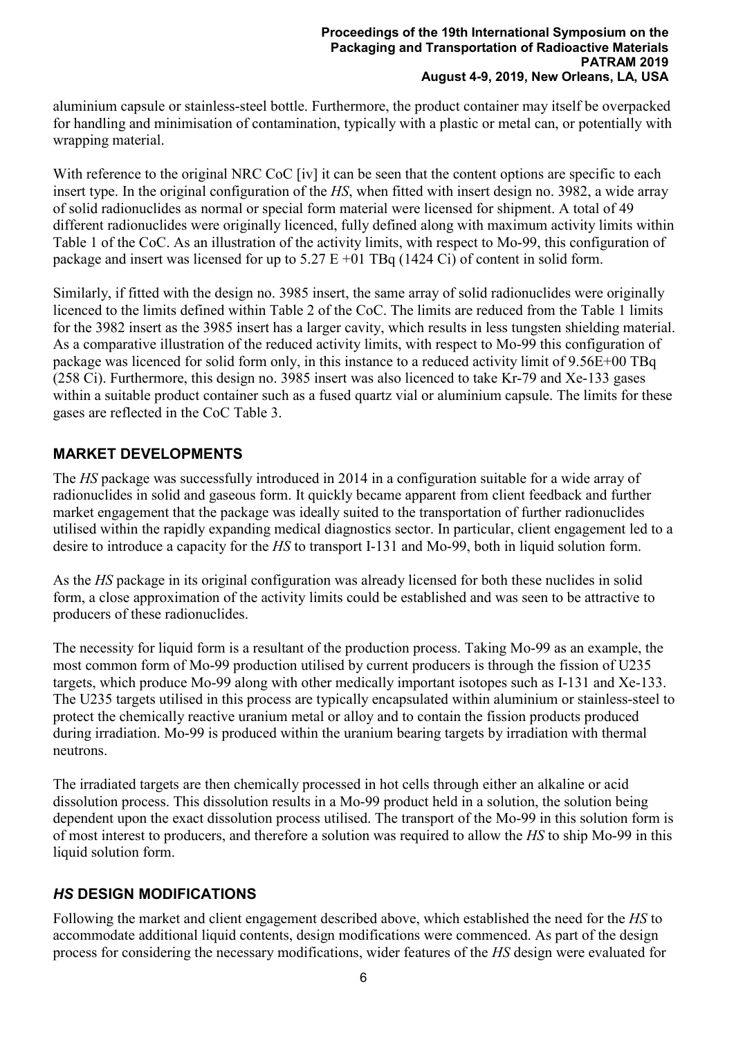aluminium capsule or stainless-steel bottle. Furthermore, the product container may itself be overpacked for handling and minimisation of contamination, typically with a plastic or metal can, or potentially with wrapping material.

With reference to the original NRC CoC [iv] it can be seen that the content options are specific to each insert type. In the original configuration of the *HS*, when fitted with insert design no. 3982, a wide array of solid radionuclides as normal or special form material were licensed for shipment. A total of 49 different radionuclides were originally licenced, fully defined along with maximum activity limits within Table 1 of the CoC. As an illustration of the activity limits, with respect to Mo-99, this configuration of package and insert was licensed for up to 5.27 E +01 TBq (1424 Ci) of content in solid form.

Similarly, if fitted with the design no. 3985 insert, the same array of solid radionuclides were originally licenced to the limits defined within Table 2 of the CoC. The limits are reduced from the Table 1 limits for the 3982 insert as the 3985 insert has a larger cavity, which results in less tungsten shielding material. As a comparative illustration of the reduced activity limits, with respect to Mo-99 this configuration of package was licenced for solid form only, in this instance to a reduced activity limit of 9.56E+00 TBq (258 Ci). Furthermore, this design no. 3985 insert was also licenced to take Kr-79 and Xe-133 gases within a suitable product container such as a fused quartz vial or aluminium capsule. The limits for these gases are reflected in the CoC Table 3.

## MARKET DEVELOPMENTS

The *HS* package was successfully introduced in 2014 in a configuration suitable for a wide array of radionuclides in solid and gaseous form. It quickly became apparent from client feedback and further market engagement that the package was ideally suited to the transportation of further radionuclides utilised within the rapidly expanding medical diagnostics sector. In particular, client engagement led to a desire to introduce a capacity for the *HS* to transport I-131 and Mo-99, both in liquid solution form.

As the *HS* package in its original configuration was already licensed for both these nuclides in solid form, a close approximation of the activity limits could be established and was seen to be attractive to producers of these radionuclides.

The necessity for liquid form is a resultant of the production process. Taking Mo-99 as an example, the most common form of Mo-99 production utilised by current producers is through the fission of U235 targets, which produce Mo-99 along with other medically important isotopes such as I-131 and Xe-133. The U235 targets utilised in this process are typically encapsulated within aluminium or stainless-steel to protect the chemically reactive uranium metal or alloy and to contain the fission products produced during irradiation. Mo-99 is produced within the uranium bearing targets by irradiation with thermal neutrons.

The irradiated targets are then chemically processed in hot cells through either an alkaline or acid dissolution process. This dissolution results in a Mo-99 product held in a solution, the solution being dependent upon the exact dissolution process utilised. The transport of the Mo-99 in this solution form is of most interest to producers, and therefore a solution was required to allow the *HS* to ship Mo-99 in this liquid solution form.

## *HS* DESIGN MODIFICATIONS

Following the market and client engagement described above, which established the need for the *HS* to accommodate additional liquid contents, design modifications were commenced. As part of the design process for considering the necessary modifications, wider features of the *HS* design were evaluated for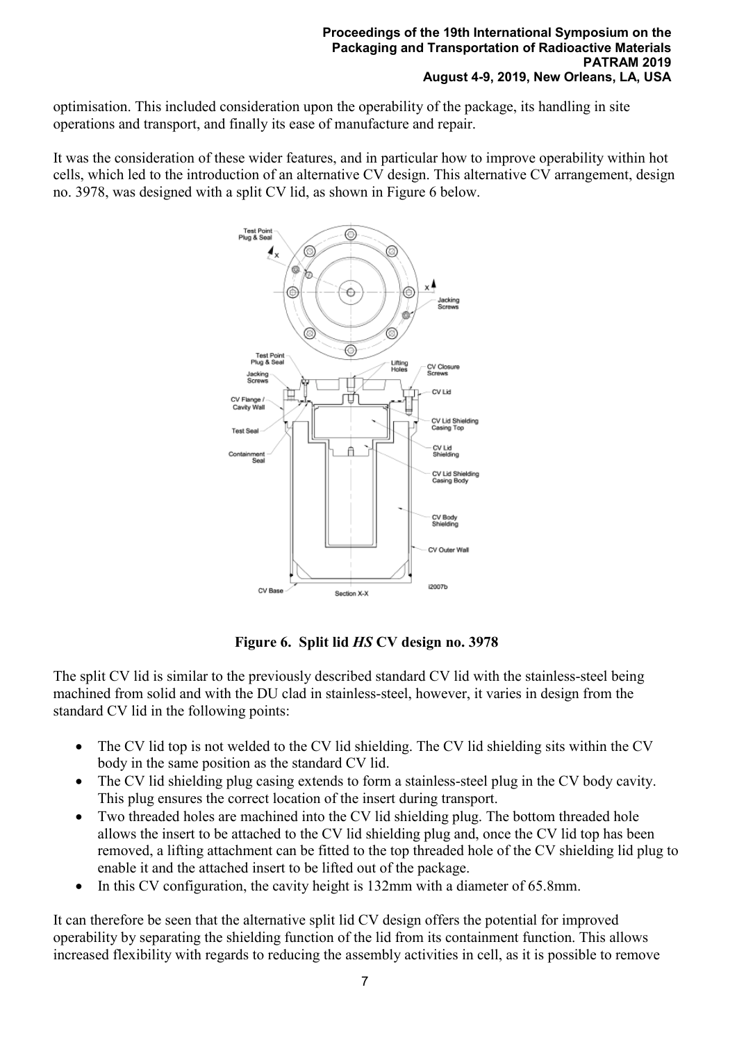optimisation. This included consideration upon the operability of the package, its handling in site operations and transport, and finally its ease of manufacture and repair.

It was the consideration of these wider features, and in particular how to improve operability within hot cells, which led to the introduction of an alternative CV design. This alternative CV arrangement, design no. 3978, was designed with a split CV lid, as shown in Figure 6 below.

**Figure 6. Split lid *HS* CV design no. 3978**

The split CV lid is similar to the previously described standard CV lid with the stainless-steel being machined from solid and with the DU clad in stainless-steel, however, it varies in design from the standard CV lid in the following points:

- The CV lid top is not welded to the CV lid shielding. The CV lid shielding sits within the CV body in the same position as the standard CV lid.
- The CV lid shielding plug casing extends to form a stainless-steel plug in the CV body cavity. This plug ensures the correct location of the insert during transport.
- Two threaded holes are machined into the CV lid shielding plug. The bottom threaded hole allows the insert to be attached to the CV lid shielding plug and, once the CV lid top has been removed, a lifting attachment can be fitted to the top threaded hole of the CV shielding lid plug to enable it and the attached insert to be lifted out of the package.
- In this CV configuration, the cavity height is 132mm with a diameter of 65.8mm.

It can therefore be seen that the alternative split lid CV design offers the potential for improved operability by separating the shielding function of the lid from its containment function. This allows increased flexibility with regards to reducing the assembly activities in cell, as it is possible to remove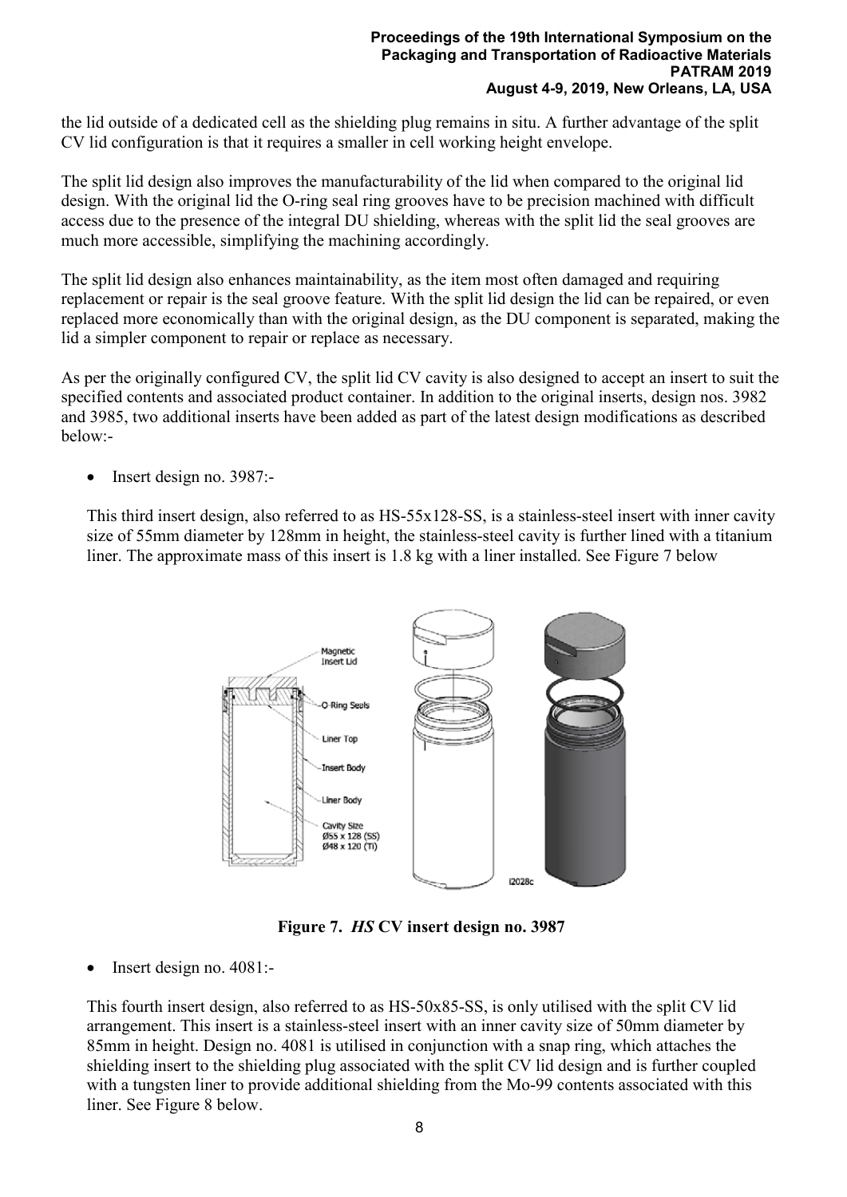the lid outside of a dedicated cell as the shielding plug remains in situ. A further advantage of the split CV lid configuration is that it requires a smaller in cell working height envelope.

The split lid design also improves the manufacturability of the lid when compared to the original lid design. With the original lid the O-ring seal ring grooves have to be precision machined with difficult access due to the presence of the integral DU shielding, whereas with the split lid the seal grooves are much more accessible, simplifying the machining accordingly.

The split lid design also enhances maintainability, as the item most often damaged and requiring replacement or repair is the seal groove feature. With the split lid design the lid can be repaired, or even replaced more economically than with the original design, as the DU component is separated, making the lid a simpler component to repair or replace as necessary.

As per the originally configured CV, the split lid CV cavity is also designed to accept an insert to suit the specified contents and associated product container. In addition to the original inserts, design nos. 3982 and 3985, two additional inserts have been added as part of the latest design modifications as described below:-

- Insert design no. 3987:-

  This third insert design, also referred to as HS-55x128-SS, is a stainless-steel insert with inner cavity size of 55mm diameter by 128mm in height, the stainless-steel cavity is further lined with a titanium liner. The approximate mass of this insert is 1.8 kg with a liner installed. See Figure 7 below

**Figure 7.** ***HS*** **CV insert design no. 3987**

- Insert design no. 4081:-

  This fourth insert design, also referred to as HS-50x85-SS, is only utilised with the split CV lid arrangement. This insert is a stainless-steel insert with an inner cavity size of 50mm diameter by 85mm in height. Design no. 4081 is utilised in conjunction with a snap ring, which attaches the shielding insert to the shielding plug associated with the split CV lid design and is further coupled with a tungsten liner to provide additional shielding from the Mo-99 contents associated with this liner. See Figure 8 below.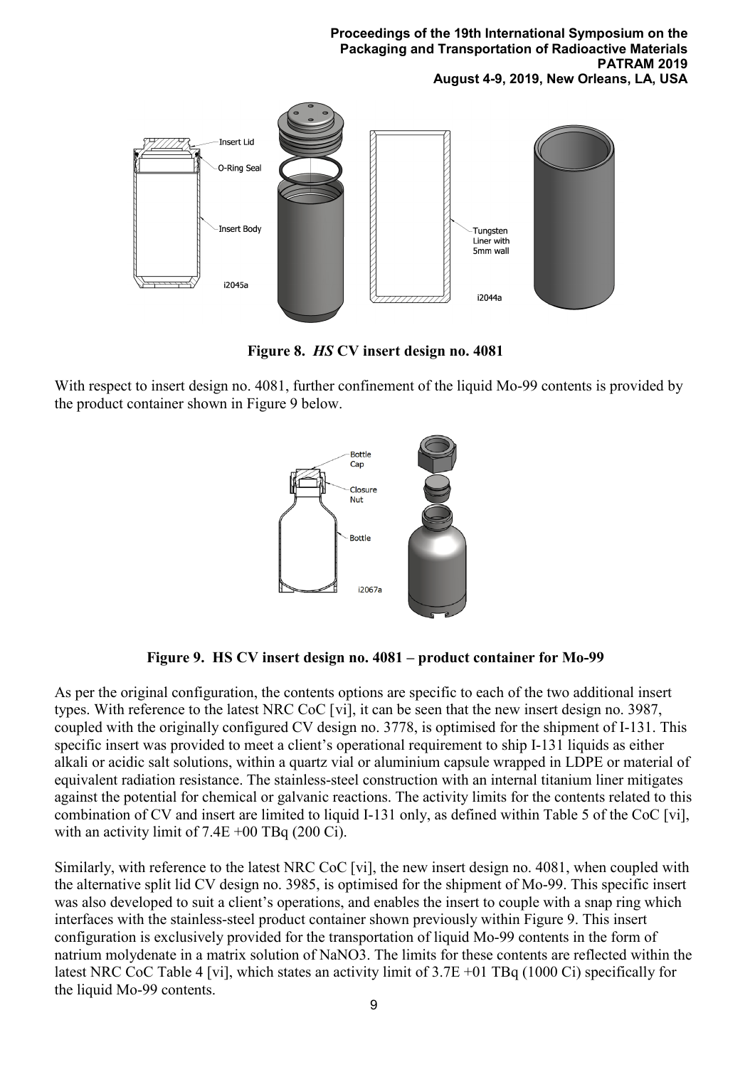**Figure 8. *HS* CV insert design no. 4081**

With respect to insert design no. 4081, further confinement of the liquid Mo-99 contents is provided by the product container shown in Figure 9 below.

**Figure 9. HS CV insert design no. 4081 – product container for Mo-99**

As per the original configuration, the contents options are specific to each of the two additional insert types. With reference to the latest NRC CoC [vi], it can be seen that the new insert design no. 3987, coupled with the originally configured CV design no. 3778, is optimised for the shipment of I-131. This specific insert was provided to meet a client's operational requirement to ship I-131 liquids as either alkali or acidic salt solutions, within a quartz vial or aluminium capsule wrapped in LDPE or material of equivalent radiation resistance. The stainless-steel construction with an internal titanium liner mitigates against the potential for chemical or galvanic reactions. The activity limits for the contents related to this combination of CV and insert are limited to liquid I-131 only, as defined within Table 5 of the CoC [vi], with an activity limit of 7.4E +00 TBq (200 Ci).

Similarly, with reference to the latest NRC CoC [vi], the new insert design no. 4081, when coupled with the alternative split lid CV design no. 3985, is optimised for the shipment of Mo-99. This specific insert was also developed to suit a client's operations, and enables the insert to couple with a snap ring which interfaces with the stainless-steel product container shown previously within Figure 9. This insert configuration is exclusively provided for the transportation of liquid Mo-99 contents in the form of natrium molydenate in a matrix solution of $NaNO_3$. The limits for these contents are reflected within the latest NRC CoC Table 4 [vi], which states an activity limit of 3.7E +01 TBq (1000 Ci) specifically for the liquid Mo-99 contents.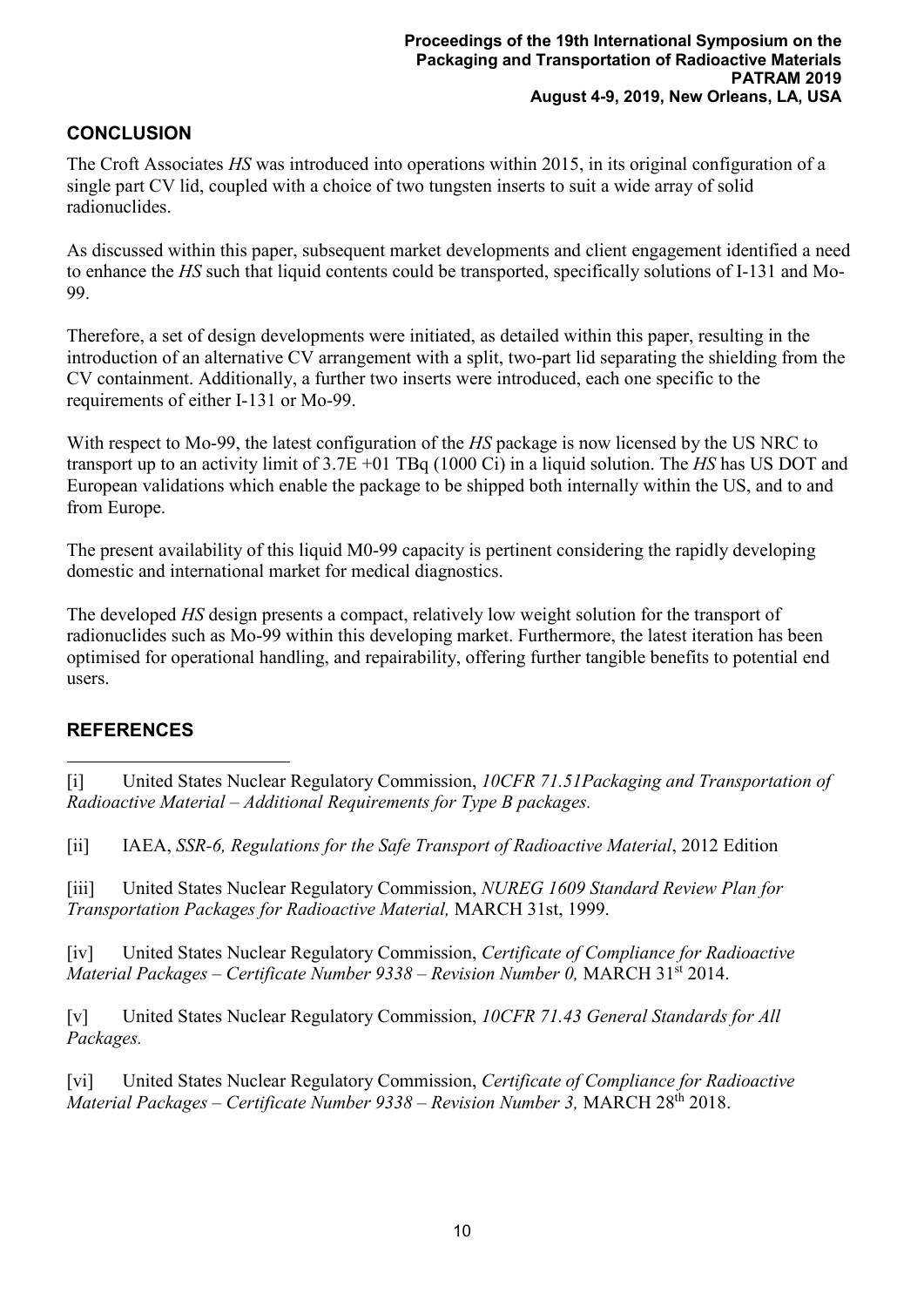## CONCLUSION

The Croft Associates *HS* was introduced into operations within 2015, in its original configuration of a single part CV lid, coupled with a choice of two tungsten inserts to suit a wide array of solid radionuclides.

As discussed within this paper, subsequent market developments and client engagement identified a need to enhance the *HS* such that liquid contents could be transported, specifically solutions of I-131 and Mo-99.

Therefore, a set of design developments were initiated, as detailed within this paper, resulting in the introduction of an alternative CV arrangement with a split, two-part lid separating the shielding from the CV containment. Additionally, a further two inserts were introduced, each one specific to the requirements of either I-131 or Mo-99.

With respect to Mo-99, the latest configuration of the *HS* package is now licensed by the US NRC to transport up to an activity limit of 3.7E +01 TBq (1000 Ci) in a liquid solution. The *HS* has US DOT and European validations which enable the package to be shipped both internally within the US, and to and from Europe.

The present availability of this liquid M0-99 capacity is pertinent considering the rapidly developing domestic and international market for medical diagnostics.

The developed *HS* design presents a compact, relatively low weight solution for the transport of radionuclides such as Mo-99 within this developing market. Furthermore, the latest iteration has been optimised for operational handling, and repairability, offering further tangible benefits to potential end users.

## REFERENCES

[i] United States Nuclear Regulatory Commission, *10CFR 71.51Packaging and Transportation of Radioactive Material – Additional Requirements for Type B packages.*

[ii] IAEA, *SSR-6, Regulations for the Safe Transport of Radioactive Material*, 2012 Edition

[iii] United States Nuclear Regulatory Commission, *NUREG 1609 Standard Review Plan for Transportation Packages for Radioactive Material,* MARCH 31st, 1999.

[iv] United States Nuclear Regulatory Commission, *Certificate of Compliance for Radioactive Material Packages – Certificate Number 9338 – Revision Number 0,* MARCH 31st 2014.

[v] United States Nuclear Regulatory Commission, *10CFR 71.43 General Standards for All Packages.*

[vi] United States Nuclear Regulatory Commission, *Certificate of Compliance for Radioactive Material Packages – Certificate Number 9338 – Revision Number 3,* MARCH 28th 2018.